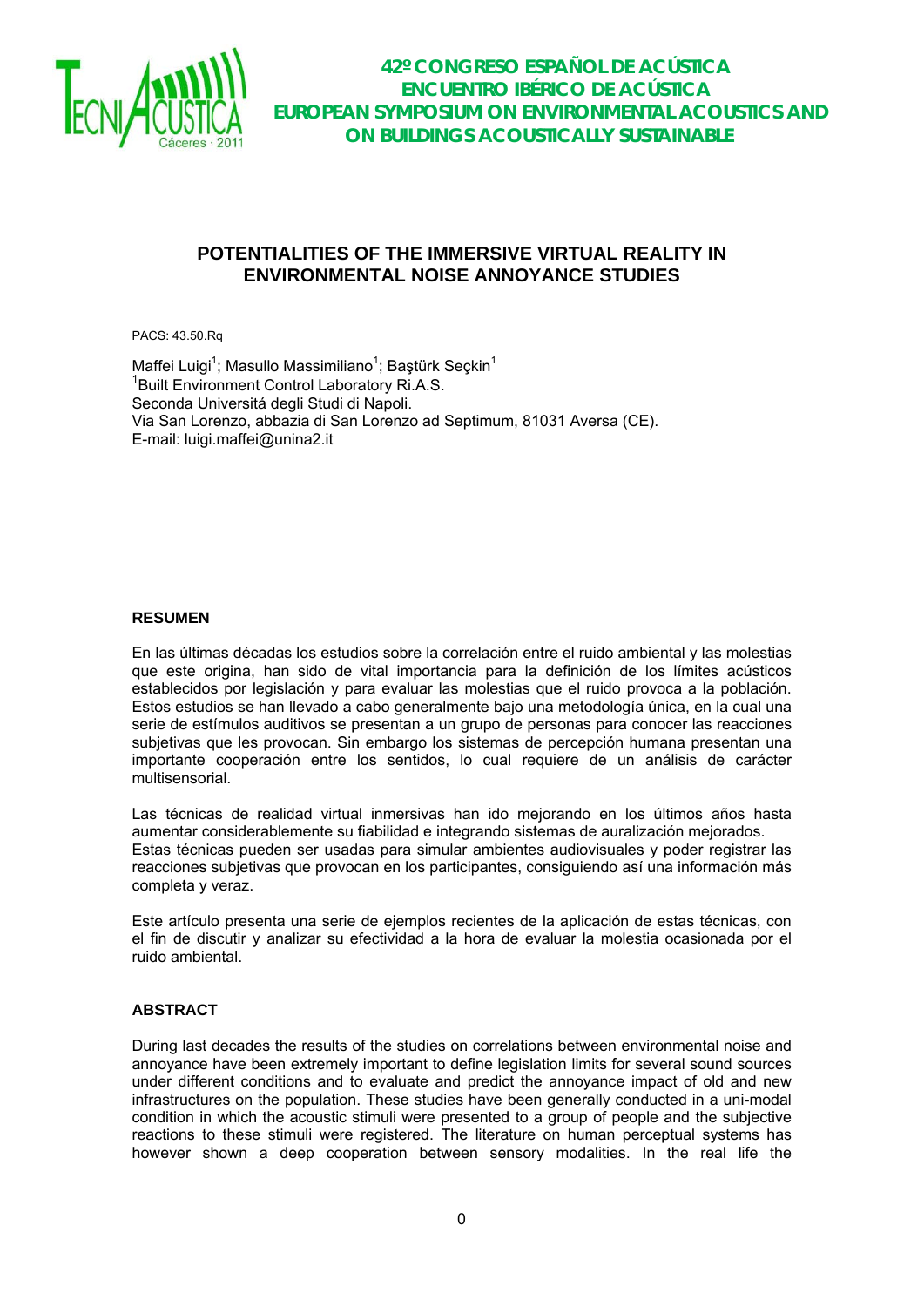# POTENTIALITIES OF THE IMMERSIVE VIRTUAL REALITY IN ENVIRONMENTAL NOISE ANNOYANCE STUDIES

PACS: 43.50.Rq

Maffei Luigi[1]; Masullo Massimiliano[1]; Baştürk Seçkin[1]
[1]Built Environment Control Laboratory Ri.A.S.
Seconda Universitá degli Studi di Napoli.
Via San Lorenzo, abbazia di San Lorenzo ad Septimum, 81031 Aversa (CE).
E-mail: luigi.maffei@unina2.it

## RESUMEN

En las últimas décadas los estudios sobre la correlación entre el ruido ambiental y las molestias que este origina, han sido de vital importancia para la definición de los límites acústicos establecidos por legislación y para evaluar las molestias que el ruido provoca a la población. Estos estudios se han llevado a cabo generalmente bajo una metodología única, en la cual una serie de estímulos auditivos se presentan a un grupo de personas para conocer las reacciones subjetivas que les provocan. Sin embargo los sistemas de percepción humana presentan una importante cooperación entre los sentidos, lo cual requiere de un análisis de carácter multisensorial.

Las técnicas de realidad virtual inmersivas han ido mejorando en los últimos años hasta aumentar considerablemente su fiabilidad e integrando sistemas de auralización mejorados. Estas técnicas pueden ser usadas para simular ambientes audiovisuales y poder registrar las reacciones subjetivas que provocan en los participantes, consiguiendo así una información más completa y veraz.

Este artículo presenta una serie de ejemplos recientes de la aplicación de estas técnicas, con el fin de discutir y analizar su efectividad a la hora de evaluar la molestia ocasionada por el ruido ambiental.

## ABSTRACT

During last decades the results of the studies on correlations between environmental noise and annoyance have been extremely important to define legislation limits for several sound sources under different conditions and to evaluate and predict the annoyance impact of old and new infrastructures on the population. These studies have been generally conducted in a uni-modal condition in which the acoustic stimuli were presented to a group of people and the subjective reactions to these stimuli were registered. The literature on human perceptual systems has however shown a deep cooperation between sensory modalities. In the real life the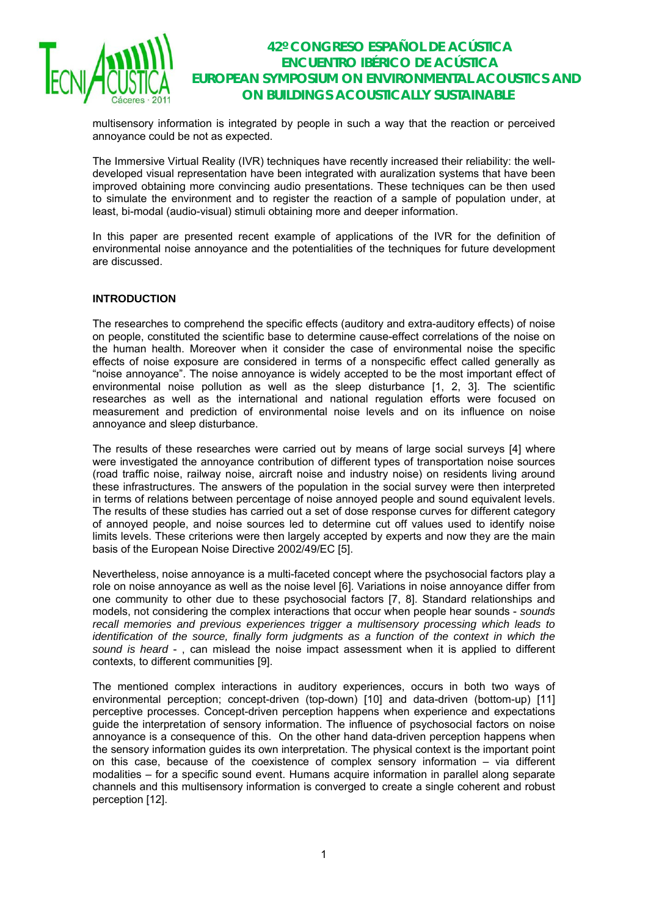multisensory information is integrated by people in such a way that the reaction or perceived annoyance could be not as expected.

The Immersive Virtual Reality (IVR) techniques have recently increased their reliability: the well-developed visual representation have been integrated with auralization systems that have been improved obtaining more convincing audio presentations. These techniques can be then used to simulate the environment and to register the reaction of a sample of population under, at least, bi-modal (audio-visual) stimuli obtaining more and deeper information.

In this paper are presented recent example of applications of the IVR for the definition of environmental noise annoyance and the potentialities of the techniques for future development are discussed.

## INTRODUCTION

The researches to comprehend the specific effects (auditory and extra-auditory effects) of noise on people, constituted the scientific base to determine cause-effect correlations of the noise on the human health. Moreover when it consider the case of environmental noise the specific effects of noise exposure are considered in terms of a nonspecific effect called generally as "noise annoyance". The noise annoyance is widely accepted to be the most important effect of environmental noise pollution as well as the sleep disturbance [1, 2, 3]. The scientific researches as well as the international and national regulation efforts were focused on measurement and prediction of environmental noise levels and on its influence on noise annoyance and sleep disturbance.

The results of these researches were carried out by means of large social surveys [4] where were investigated the annoyance contribution of different types of transportation noise sources (road traffic noise, railway noise, aircraft noise and industry noise) on residents living around these infrastructures. The answers of the population in the social survey were then interpreted in terms of relations between percentage of noise annoyed people and sound equivalent levels. The results of these studies has carried out a set of dose response curves for different category of annoyed people, and noise sources led to determine cut off values used to identify noise limits levels. These criterions were then largely accepted by experts and now they are the main basis of the European Noise Directive 2002/49/EC [5].

Nevertheless, noise annoyance is a multi-faceted concept where the psychosocial factors play a role on noise annoyance as well as the noise level [6]. Variations in noise annoyance differ from one community to other due to these psychosocial factors [7, 8]. Standard relationships and models, not considering the complex interactions that occur when people hear sounds - *sounds recall memories and previous experiences trigger a multisensory processing which leads to identification of the source, finally form judgments as a function of the context in which the sound is heard* - , can mislead the noise impact assessment when it is applied to different contexts, to different communities [9].

The mentioned complex interactions in auditory experiences, occurs in both two ways of environmental perception; concept-driven (top-down) [10] and data-driven (bottom-up) [11] perceptive processes. Concept-driven perception happens when experience and expectations guide the interpretation of sensory information. The influence of psychosocial factors on noise annoyance is a consequence of this. On the other hand data-driven perception happens when the sensory information guides its own interpretation. The physical context is the important point on this case, because of the coexistence of complex sensory information – via different modalities – for a specific sound event. Humans acquire information in parallel along separate channels and this multisensory information is converged to create a single coherent and robust perception [12].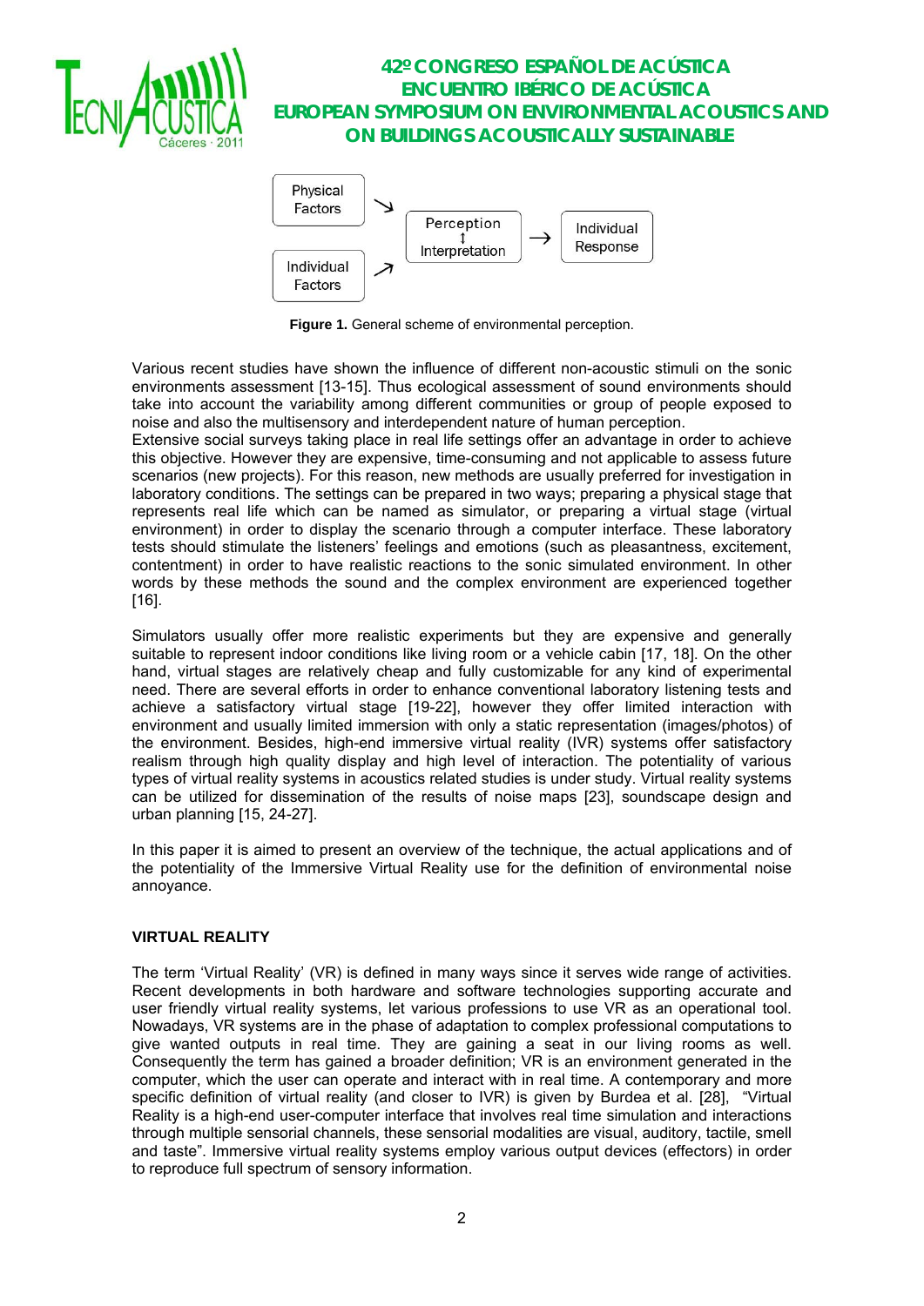Physical Factors → Perception ↕ Interpretation → Individual Response
Individual Factors ↗

**Figure 1.** General scheme of environmental perception.

Various recent studies have shown the influence of different non-acoustic stimuli on the sonic environments assessment [13-15]. Thus ecological assessment of sound environments should take into account the variability among different communities or group of people exposed to noise and also the multisensory and interdependent nature of human perception.
Extensive social surveys taking place in real life settings offer an advantage in order to achieve this objective. However they are expensive, time-consuming and not applicable to assess future scenarios (new projects). For this reason, new methods are usually preferred for investigation in laboratory conditions. The settings can be prepared in two ways; preparing a physical stage that represents real life which can be named as simulator, or preparing a virtual stage (virtual environment) in order to display the scenario through a computer interface. These laboratory tests should stimulate the listeners' feelings and emotions (such as pleasantness, excitement, contentment) in order to have realistic reactions to the sonic simulated environment. In other words by these methods the sound and the complex environment are experienced together [16].

Simulators usually offer more realistic experiments but they are expensive and generally suitable to represent indoor conditions like living room or a vehicle cabin [17, 18]. On the other hand, virtual stages are relatively cheap and fully customizable for any kind of experimental need. There are several efforts in order to enhance conventional laboratory listening tests and achieve a satisfactory virtual stage [19-22], however they offer limited interaction with environment and usually limited immersion with only a static representation (images/photos) of the environment. Besides, high-end immersive virtual reality (IVR) systems offer satisfactory realism through high quality display and high level of interaction. The potentiality of various types of virtual reality systems in acoustics related studies is under study. Virtual reality systems can be utilized for dissemination of the results of noise maps [23], soundscape design and urban planning [15, 24-27].

In this paper it is aimed to present an overview of the technique, the actual applications and of the potentiality of the Immersive Virtual Reality use for the definition of environmental noise annoyance.

## VIRTUAL REALITY

The term 'Virtual Reality' (VR) is defined in many ways since it serves wide range of activities. Recent developments in both hardware and software technologies supporting accurate and user friendly virtual reality systems, let various professions to use VR as an operational tool. Nowadays, VR systems are in the phase of adaptation to complex professional computations to give wanted outputs in real time. They are gaining a seat in our living rooms as well. Consequently the term has gained a broader definition; VR is an environment generated in the computer, which the user can operate and interact with in real time. A contemporary and more specific definition of virtual reality (and closer to IVR) is given by Burdea et al. [28], "Virtual Reality is a high-end user-computer interface that involves real time simulation and interactions through multiple sensorial channels, these sensorial modalities are visual, auditory, tactile, smell and taste". Immersive virtual reality systems employ various output devices (effectors) in order to reproduce full spectrum of sensory information.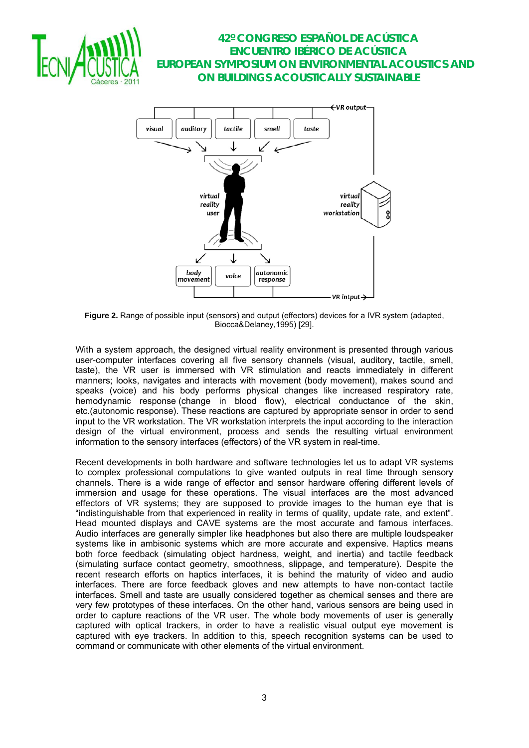**Figure 2.** Range of possible input (sensors) and output (effectors) devices for a IVR system (adapted, Biocca&Delaney,1995) [29].

With a system approach, the designed virtual reality environment is presented through various user-computer interfaces covering all five sensory channels (visual, auditory, tactile, smell, taste), the VR user is immersed with VR stimulation and reacts immediately in different manners; looks, navigates and interacts with movement (body movement), makes sound and speaks (voice) and his body performs physical changes like increased respiratory rate, hemodynamic response (change in blood flow), electrical conductance of the skin, etc.(autonomic response). These reactions are captured by appropriate sensor in order to send input to the VR workstation. The VR workstation interprets the input according to the interaction design of the virtual environment, process and sends the resulting virtual environment information to the sensory interfaces (effectors) of the VR system in real-time.

Recent developments in both hardware and software technologies let us to adapt VR systems to complex professional computations to give wanted outputs in real time through sensory channels. There is a wide range of effector and sensor hardware offering different levels of immersion and usage for these operations. The visual interfaces are the most advanced effectors of VR systems; they are supposed to provide images to the human eye that is “indistinguishable from that experienced in reality in terms of quality, update rate, and extent”. Head mounted displays and CAVE systems are the most accurate and famous interfaces. Audio interfaces are generally simpler like headphones but also there are multiple loudspeaker systems like in ambisonic systems which are more accurate and expensive. Haptics means both force feedback (simulating object hardness, weight, and inertia) and tactile feedback (simulating surface contact geometry, smoothness, slippage, and temperature). Despite the recent research efforts on haptics interfaces, it is behind the maturity of video and audio interfaces. There are force feedback gloves and new attempts to have non-contact tactile interfaces. Smell and taste are usually considered together as chemical senses and there are very few prototypes of these interfaces. On the other hand, various sensors are being used in order to capture reactions of the VR user. The whole body movements of user is generally captured with optical trackers, in order to have a realistic visual output eye movement is captured with eye trackers. In addition to this, speech recognition systems can be used to command or communicate with other elements of the virtual environment.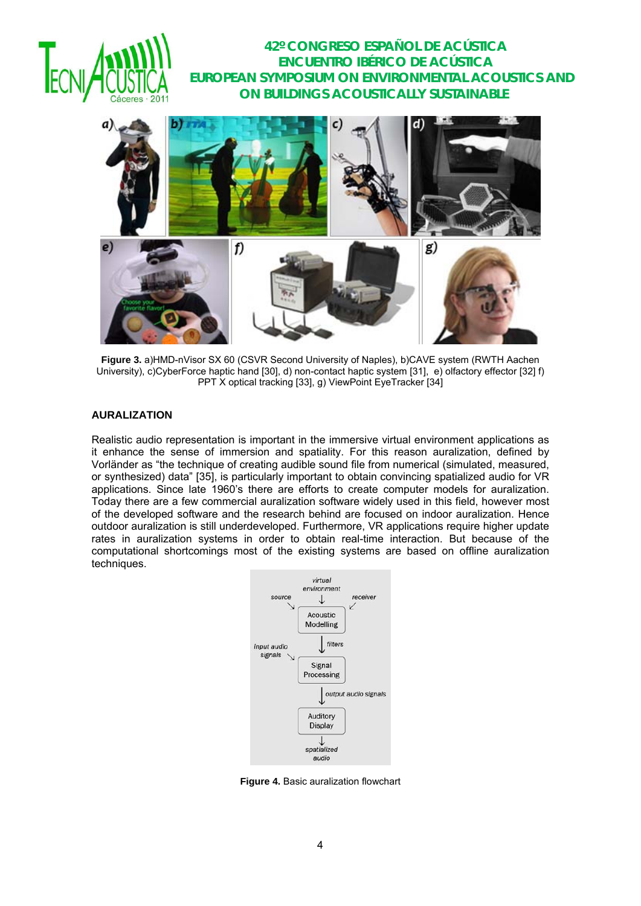**Figure 3.** a)HMD-nVisor SX 60 (CSVR Second University of Naples), b)CAVE system (RWTH Aachen University), c)CyberForce haptic hand [30], d) non-contact haptic system [31], e) olfactory effector [32] f) PPT X optical tracking [33], g) ViewPoint EyeTracker [34]

## AURALIZATION

Realistic audio representation is important in the immersive virtual environment applications as it enhance the sense of immersion and spatiality. For this reason auralization, defined by Vorländer as "the technique of creating audible sound file from numerical (simulated, measured, or synthesized) data" [35], is particularly important to obtain convincing spatialized audio for VR applications. Since late 1960's there are efforts to create computer models for auralization. Today there are a few commercial auralization software widely used in this field, however most of the developed software and the research behind are focused on indoor auralization. Hence outdoor auralization is still underdeveloped. Furthermore, VR applications require higher update rates in auralization systems in order to obtain real-time interaction. But because of the computational shortcomings most of the existing systems are based on offline auralization techniques.

**Figure 4.** Basic auralization flowchart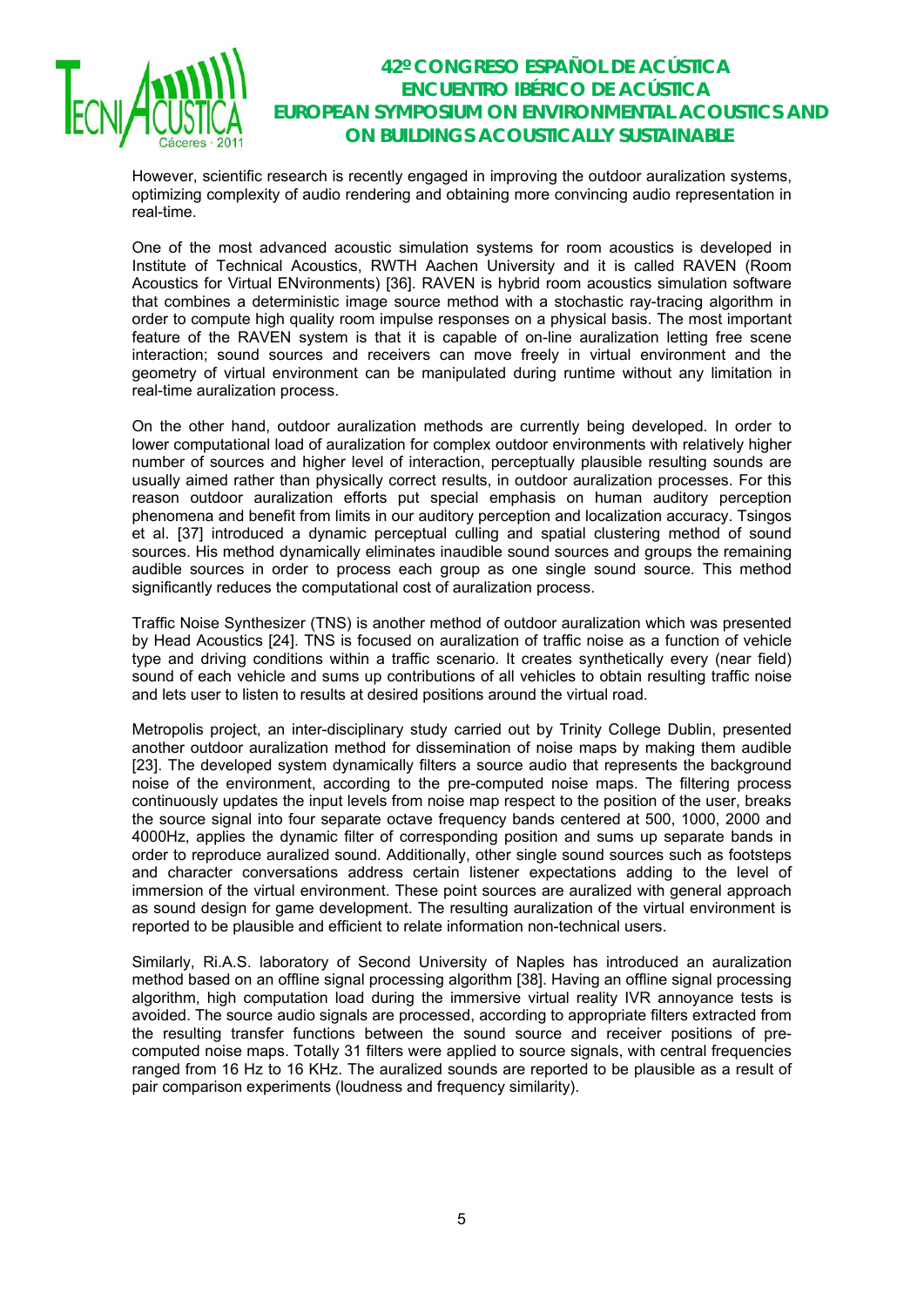However, scientific research is recently engaged in improving the outdoor auralization systems, optimizing complexity of audio rendering and obtaining more convincing audio representation in real-time.

One of the most advanced acoustic simulation systems for room acoustics is developed in Institute of Technical Acoustics, RWTH Aachen University and it is called RAVEN (Room Acoustics for Virtual ENvironments) [36]. RAVEN is hybrid room acoustics simulation software that combines a deterministic image source method with a stochastic ray-tracing algorithm in order to compute high quality room impulse responses on a physical basis. The most important feature of the RAVEN system is that it is capable of on-line auralization letting free scene interaction; sound sources and receivers can move freely in virtual environment and the geometry of virtual environment can be manipulated during runtime without any limitation in real-time auralization process.

On the other hand, outdoor auralization methods are currently being developed. In order to lower computational load of auralization for complex outdoor environments with relatively higher number of sources and higher level of interaction, perceptually plausible resulting sounds are usually aimed rather than physically correct results, in outdoor auralization processes. For this reason outdoor auralization efforts put special emphasis on human auditory perception phenomena and benefit from limits in our auditory perception and localization accuracy. Tsingos et al. [37] introduced a dynamic perceptual culling and spatial clustering method of sound sources. His method dynamically eliminates inaudible sound sources and groups the remaining audible sources in order to process each group as one single sound source. This method significantly reduces the computational cost of auralization process.

Traffic Noise Synthesizer (TNS) is another method of outdoor auralization which was presented by Head Acoustics [24]. TNS is focused on auralization of traffic noise as a function of vehicle type and driving conditions within a traffic scenario. It creates synthetically every (near field) sound of each vehicle and sums up contributions of all vehicles to obtain resulting traffic noise and lets user to listen to results at desired positions around the virtual road.

Metropolis project, an inter-disciplinary study carried out by Trinity College Dublin, presented another outdoor auralization method for dissemination of noise maps by making them audible [23]. The developed system dynamically filters a source audio that represents the background noise of the environment, according to the pre-computed noise maps. The filtering process continuously updates the input levels from noise map respect to the position of the user, breaks the source signal into four separate octave frequency bands centered at 500, 1000, 2000 and 4000Hz, applies the dynamic filter of corresponding position and sums up separate bands in order to reproduce auralized sound. Additionally, other single sound sources such as footsteps and character conversations address certain listener expectations adding to the level of immersion of the virtual environment. These point sources are auralized with general approach as sound design for game development. The resulting auralization of the virtual environment is reported to be plausible and efficient to relate information non-technical users.

Similarly, Ri.A.S. laboratory of Second University of Naples has introduced an auralization method based on an offline signal processing algorithm [38]. Having an offline signal processing algorithm, high computation load during the immersive virtual reality IVR annoyance tests is avoided. The source audio signals are processed, according to appropriate filters extracted from the resulting transfer functions between the sound source and receiver positions of pre-computed noise maps. Totally 31 filters were applied to source signals, with central frequencies ranged from 16 Hz to 16 KHz. The auralized sounds are reported to be plausible as a result of pair comparison experiments (loudness and frequency similarity).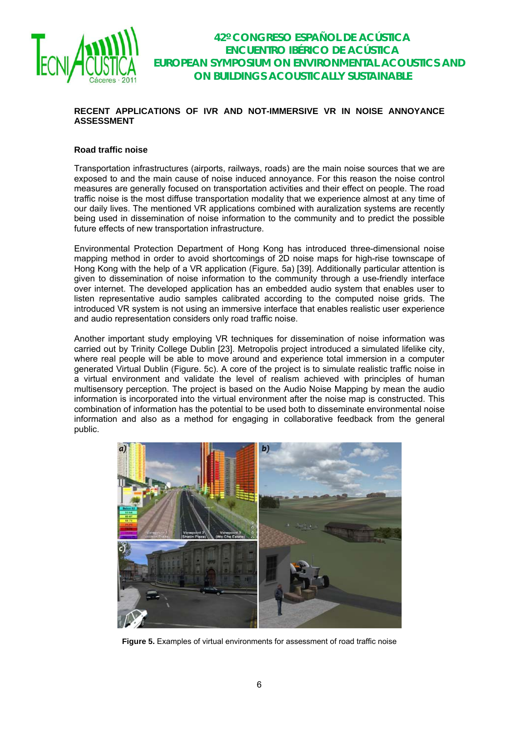## RECENT APPLICATIONS OF IVR AND NOT-IMMERSIVE VR IN NOISE ANNOYANCE ASSESSMENT

### Road traffic noise

Transportation infrastructures (airports, railways, roads) are the main noise sources that we are exposed to and the main cause of noise induced annoyance. For this reason the noise control measures are generally focused on transportation activities and their effect on people. The road traffic noise is the most diffuse transportation modality that we experience almost at any time of our daily lives. The mentioned VR applications combined with auralization systems are recently being used in dissemination of noise information to the community and to predict the possible future effects of new transportation infrastructure.

Environmental Protection Department of Hong Kong has introduced three-dimensional noise mapping method in order to avoid shortcomings of 2D noise maps for high-rise townscape of Hong Kong with the help of a VR application (Figure. 5a) [39]. Additionally particular attention is given to dissemination of noise information to the community through a use-friendly interface over internet. The developed application has an embedded audio system that enables user to listen representative audio samples calibrated according to the computed noise grids. The introduced VR system is not using an immersive interface that enables realistic user experience and audio representation considers only road traffic noise.

Another important study employing VR techniques for dissemination of noise information was carried out by Trinity College Dublin [23]. Metropolis project introduced a simulated lifelike city, where real people will be able to move around and experience total immersion in a computer generated Virtual Dublin (Figure. 5c). A core of the project is to simulate realistic traffic noise in a virtual environment and validate the level of realism achieved with principles of human multisensory perception. The project is based on the Audio Noise Mapping by mean the audio information is incorporated into the virtual environment after the noise map is constructed. This combination of information has the potential to be used both to disseminate environmental noise information and also as a method for engaging in collaborative feedback from the general public.

**Figure 5.** Examples of virtual environments for assessment of road traffic noise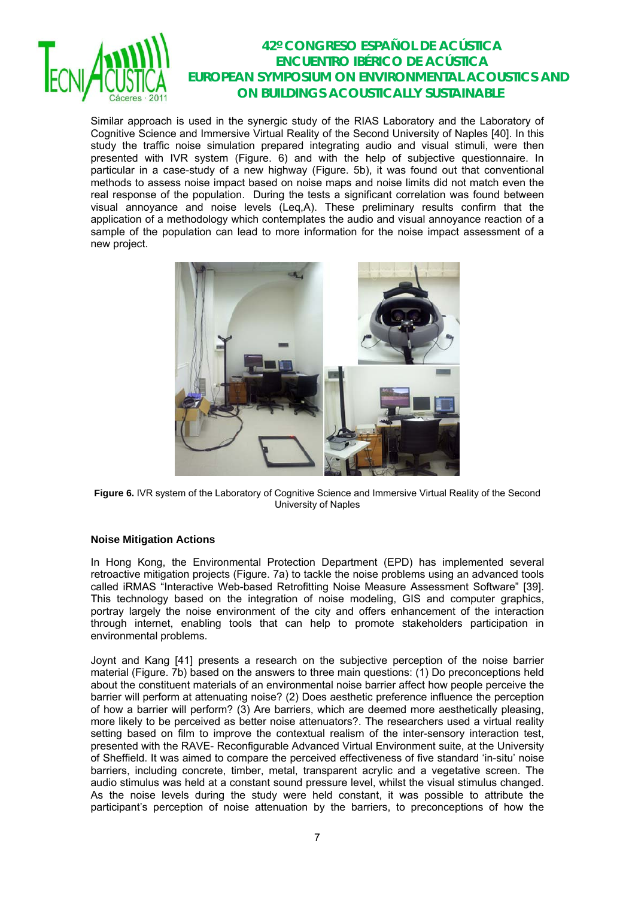Similar approach is used in the synergic study of the RIAS Laboratory and the Laboratory of Cognitive Science and Immersive Virtual Reality of the Second University of Naples [40]. In this study the traffic noise simulation prepared integrating audio and visual stimuli, were then presented with IVR system (Figure. 6) and with the help of subjective questionnaire. In particular in a case-study of a new highway (Figure. 5b), it was found out that conventional methods to assess noise impact based on noise maps and noise limits did not match even the real response of the population. During the tests a significant correlation was found between visual annoyance and noise levels (Leq,A). These preliminary results confirm that the application of a methodology which contemplates the audio and visual annoyance reaction of a sample of the population can lead to more information for the noise impact assessment of a new project.

**Figure 6.** IVR system of the Laboratory of Cognitive Science and Immersive Virtual Reality of the Second University of Naples

### Noise Mitigation Actions

In Hong Kong, the Environmental Protection Department (EPD) has implemented several retroactive mitigation projects (Figure. 7a) to tackle the noise problems using an advanced tools called iRMAS "Interactive Web-based Retrofitting Noise Measure Assessment Software" [39]. This technology based on the integration of noise modeling, GIS and computer graphics, portray largely the noise environment of the city and offers enhancement of the interaction through internet, enabling tools that can help to promote stakeholders participation in environmental problems.

Joynt and Kang [41] presents a research on the subjective perception of the noise barrier material (Figure. 7b) based on the answers to three main questions: (1) Do preconceptions held about the constituent materials of an environmental noise barrier affect how people perceive the barrier will perform at attenuating noise? (2) Does aesthetic preference influence the perception of how a barrier will perform? (3) Are barriers, which are deemed more aesthetically pleasing, more likely to be perceived as better noise attenuators?. The researchers used a virtual reality setting based on film to improve the contextual realism of the inter-sensory interaction test, presented with the RAVE- Reconfigurable Advanced Virtual Environment suite, at the University of Sheffield. It was aimed to compare the perceived effectiveness of five standard 'in-situ' noise barriers, including concrete, timber, metal, transparent acrylic and a vegetative screen. The audio stimulus was held at a constant sound pressure level, whilst the visual stimulus changed. As the noise levels during the study were held constant, it was possible to attribute the participant's perception of noise attenuation by the barriers, to preconceptions of how the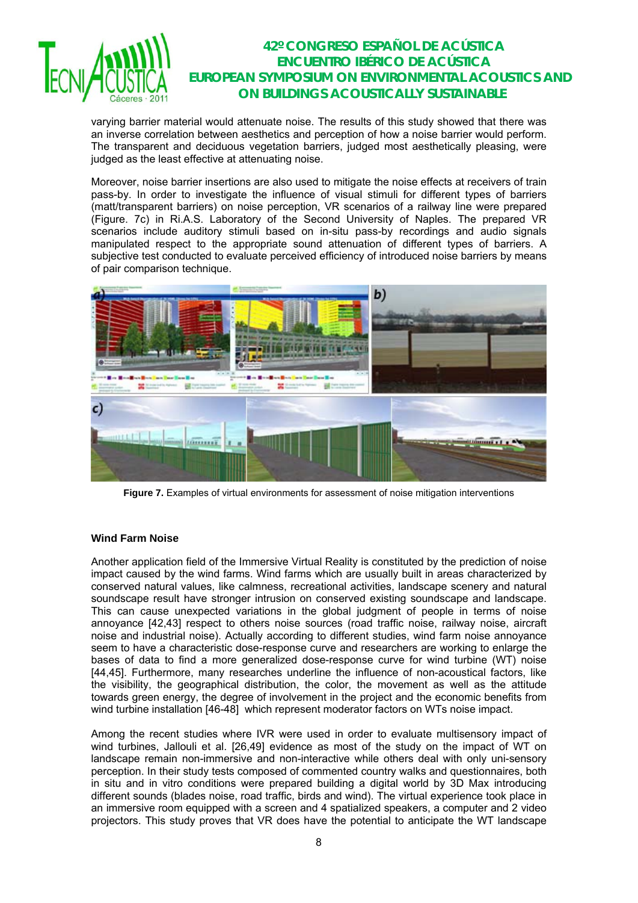varying barrier material would attenuate noise. The results of this study showed that there was an inverse correlation between aesthetics and perception of how a noise barrier would perform. The transparent and deciduous vegetation barriers, judged most aesthetically pleasing, were judged as the least effective at attenuating noise.

Moreover, noise barrier insertions are also used to mitigate the noise effects at receivers of train pass-by. In order to investigate the influence of visual stimuli for different types of barriers (matt/transparent barriers) on noise perception, VR scenarios of a railway line were prepared (Figure. 7c) in Ri.A.S. Laboratory of the Second University of Naples. The prepared VR scenarios include auditory stimuli based on in-situ pass-by recordings and audio signals manipulated respect to the appropriate sound attenuation of different types of barriers. A subjective test conducted to evaluate perceived efficiency of introduced noise barriers by means of pair comparison technique.

**Figure 7.** Examples of virtual environments for assessment of noise mitigation interventions

### Wind Farm Noise

Another application field of the Immersive Virtual Reality is constituted by the prediction of noise impact caused by the wind farms. Wind farms which are usually built in areas characterized by conserved natural values, like calmness, recreational activities, landscape scenery and natural soundscape result have stronger intrusion on conserved existing soundscape and landscape. This can cause unexpected variations in the global judgment of people in terms of noise annoyance [42,43] respect to others noise sources (road traffic noise, railway noise, aircraft noise and industrial noise). Actually according to different studies, wind farm noise annoyance seem to have a characteristic dose-response curve and researchers are working to enlarge the bases of data to find a more generalized dose-response curve for wind turbine (WT) noise [44,45]. Furthermore, many researches underline the influence of non-acoustical factors, like the visibility, the geographical distribution, the color, the movement as well as the attitude towards green energy, the degree of involvement in the project and the economic benefits from wind turbine installation [46-48] which represent moderator factors on WTs noise impact.

Among the recent studies where IVR were used in order to evaluate multisensory impact of wind turbines, Jallouli et al. [26,49] evidence as most of the study on the impact of WT on landscape remain non-immersive and non-interactive while others deal with only uni-sensory perception. In their study tests composed of commented country walks and questionnaires, both in situ and in vitro conditions were prepared building a digital world by 3D Max introducing different sounds (blades noise, road traffic, birds and wind). The virtual experience took place in an immersive room equipped with a screen and 4 spatialized speakers, a computer and 2 video projectors. This study proves that VR does have the potential to anticipate the WT landscape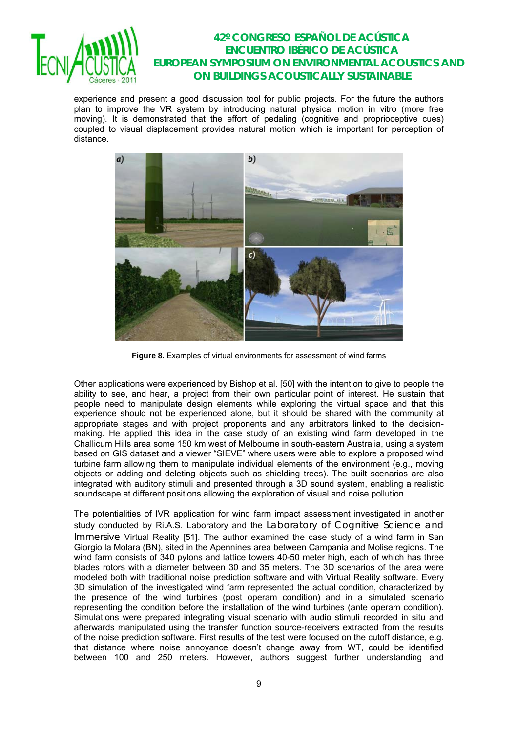experience and present a good discussion tool for public projects. For the future the authors plan to improve the VR system by introducing natural physical motion in vitro (more free moving). It is demonstrated that the effort of pedaling (cognitive and proprioceptive cues) coupled to visual displacement provides natural motion which is important for perception of distance.

**Figure 8.** Examples of virtual environments for assessment of wind farms

Other applications were experienced by Bishop et al. [50] with the intention to give to people the ability to see, and hear, a project from their own particular point of interest. He sustain that people need to manipulate design elements while exploring the virtual space and that this experience should not be experienced alone, but it should be shared with the community at appropriate stages and with project proponents and any arbitrators linked to the decision-making. He applied this idea in the case study of an existing wind farm developed in the Challicum Hills area some 150 km west of Melbourne in south-eastern Australia, using a system based on GIS dataset and a viewer "SIEVE" where users were able to explore a proposed wind turbine farm allowing them to manipulate individual elements of the environment (e.g., moving objects or adding and deleting objects such as shielding trees). The built scenarios are also integrated with auditory stimuli and presented through a 3D sound system, enabling a realistic soundscape at different positions allowing the exploration of visual and noise pollution.

The potentialities of IVR application for wind farm impact assessment investigated in another study conducted by Ri.A.S. Laboratory and the Laboratory of Cognitive Science and Immersive Virtual Reality [51]. The author examined the case study of a wind farm in San Giorgio la Molara (BN), sited in the Apennines area between Campania and Molise regions. The wind farm consists of 340 pylons and lattice towers 40-50 meter high, each of which has three blades rotors with a diameter between 30 and 35 meters. The 3D scenarios of the area were modeled both with traditional noise prediction software and with Virtual Reality software. Every 3D simulation of the investigated wind farm represented the actual condition, characterized by the presence of the wind turbines (post operam condition) and in a simulated scenario representing the condition before the installation of the wind turbines (ante operam condition). Simulations were prepared integrating visual scenario with audio stimuli recorded in situ and afterwards manipulated using the transfer function source-receivers extracted from the results of the noise prediction software. First results of the test were focused on the cutoff distance, e.g. that distance where noise annoyance doesn't change away from WT, could be identified between 100 and 250 meters. However, authors suggest further understanding and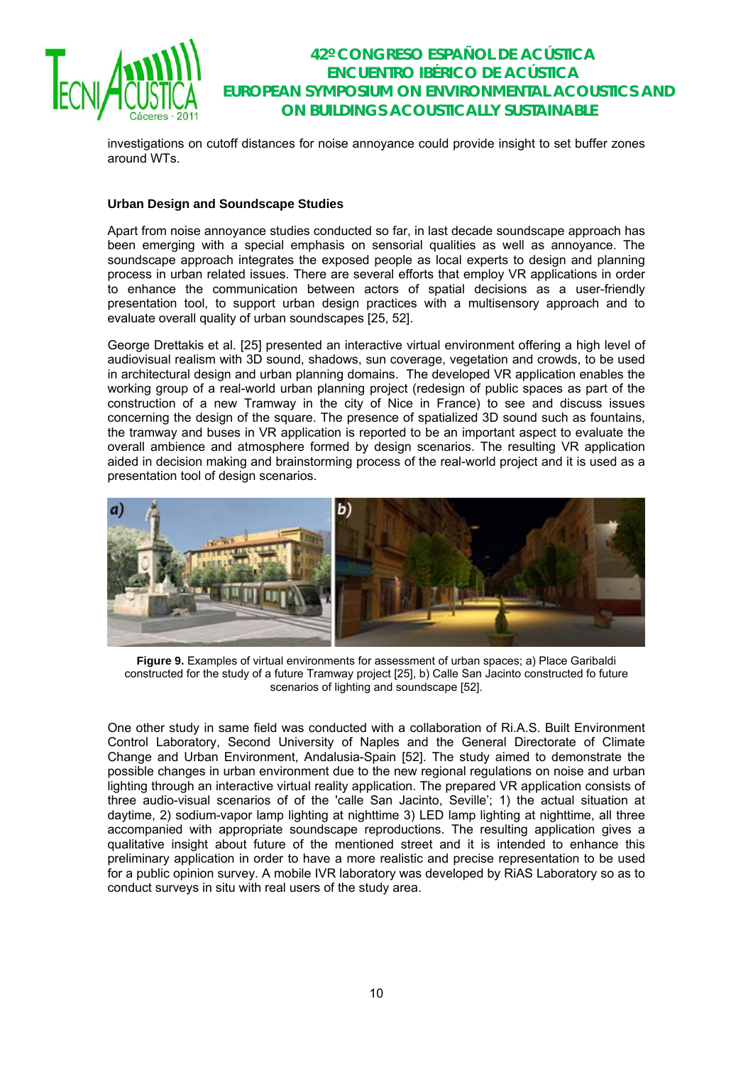investigations on cutoff distances for noise annoyance could provide insight to set buffer zones around WTs.

### Urban Design and Soundscape Studies

Apart from noise annoyance studies conducted so far, in last decade soundscape approach has been emerging with a special emphasis on sensorial qualities as well as annoyance. The soundscape approach integrates the exposed people as local experts to design and planning process in urban related issues. There are several efforts that employ VR applications in order to enhance the communication between actors of spatial decisions as a user-friendly presentation tool, to support urban design practices with a multisensory approach and to evaluate overall quality of urban soundscapes [25, 52].

George Drettakis et al. [25] presented an interactive virtual environment offering a high level of audiovisual realism with 3D sound, shadows, sun coverage, vegetation and crowds, to be used in architectural design and urban planning domains. The developed VR application enables the working group of a real-world urban planning project (redesign of public spaces as part of the construction of a new Tramway in the city of Nice in France) to see and discuss issues concerning the design of the square. The presence of spatialized 3D sound such as fountains, the tramway and buses in VR application is reported to be an important aspect to evaluate the overall ambience and atmosphere formed by design scenarios. The resulting VR application aided in decision making and brainstorming process of the real-world project and it is used as a presentation tool of design scenarios.

**Figure 9.** Examples of virtual environments for assessment of urban spaces; a) Place Garibaldi constructed for the study of a future Tramway project [25], b) Calle San Jacinto constructed fo future scenarios of lighting and soundscape [52].

One other study in same field was conducted with a collaboration of Ri.A.S. Built Environment Control Laboratory, Second University of Naples and the General Directorate of Climate Change and Urban Environment, Andalusia-Spain [52]. The study aimed to demonstrate the possible changes in urban environment due to the new regional regulations on noise and urban lighting through an interactive virtual reality application. The prepared VR application consists of three audio-visual scenarios of of the 'calle San Jacinto, Seville'; 1) the actual situation at daytime, 2) sodium-vapor lamp lighting at nighttime 3) LED lamp lighting at nighttime, all three accompanied with appropriate soundscape reproductions. The resulting application gives a qualitative insight about future of the mentioned street and it is intended to enhance this preliminary application in order to have a more realistic and precise representation to be used for a public opinion survey. A mobile IVR laboratory was developed by RiAS Laboratory so as to conduct surveys in situ with real users of the study area.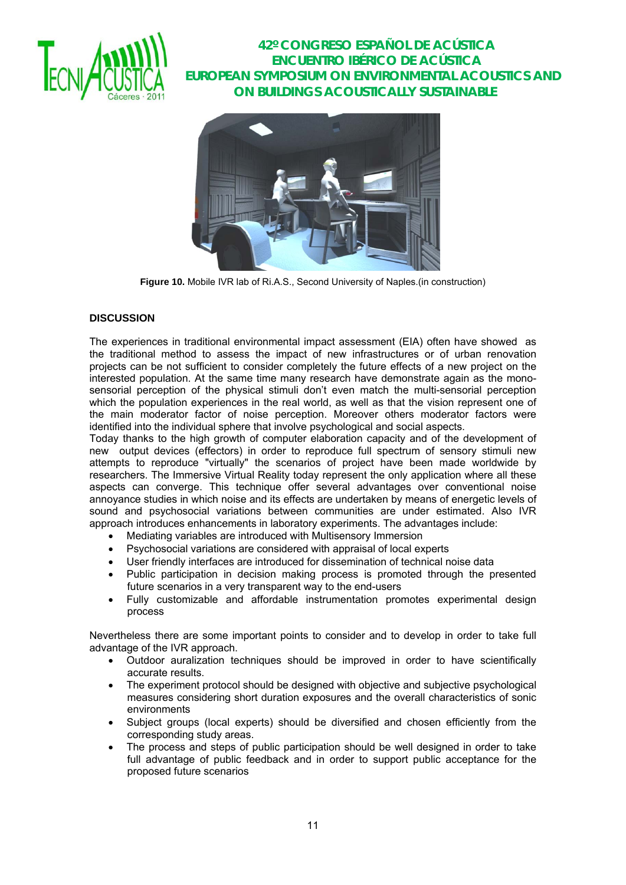Figure 10. Mobile IVR lab of Ri.A.S., Second University of Naples.(in construction)

## DISCUSSION

The experiences in traditional environmental impact assessment (EIA) often have showed as the traditional method to assess the impact of new infrastructures or of urban renovation projects can be not sufficient to consider completely the future effects of a new project on the interested population. At the same time many research have demonstrate again as the mono-sensorial perception of the physical stimuli don't even match the multi-sensorial perception which the population experiences in the real world, as well as that the vision represent one of the main moderator factor of noise perception. Moreover others moderator factors were identified into the individual sphere that involve psychological and social aspects.

Today thanks to the high growth of computer elaboration capacity and of the development of new output devices (effectors) in order to reproduce full spectrum of sensory stimuli new attempts to reproduce "virtually" the scenarios of project have been made worldwide by researchers. The Immersive Virtual Reality today represent the only application where all these aspects can converge. This technique offer several advantages over conventional noise annoyance studies in which noise and its effects are undertaken by means of energetic levels of sound and psychosocial variations between communities are under estimated. Also IVR approach introduces enhancements in laboratory experiments. The advantages include:

- Mediating variables are introduced with Multisensory Immersion
- Psychosocial variations are considered with appraisal of local experts
- User friendly interfaces are introduced for dissemination of technical noise data
- Public participation in decision making process is promoted through the presented future scenarios in a very transparent way to the end-users
- Fully customizable and affordable instrumentation promotes experimental design process

Nevertheless there are some important points to consider and to develop in order to take full advantage of the IVR approach.

- Outdoor auralization techniques should be improved in order to have scientifically accurate results.
- The experiment protocol should be designed with objective and subjective psychological measures considering short duration exposures and the overall characteristics of sonic environments
- Subject groups (local experts) should be diversified and chosen efficiently from the corresponding study areas.
- The process and steps of public participation should be well designed in order to take full advantage of public feedback and in order to support public acceptance for the proposed future scenarios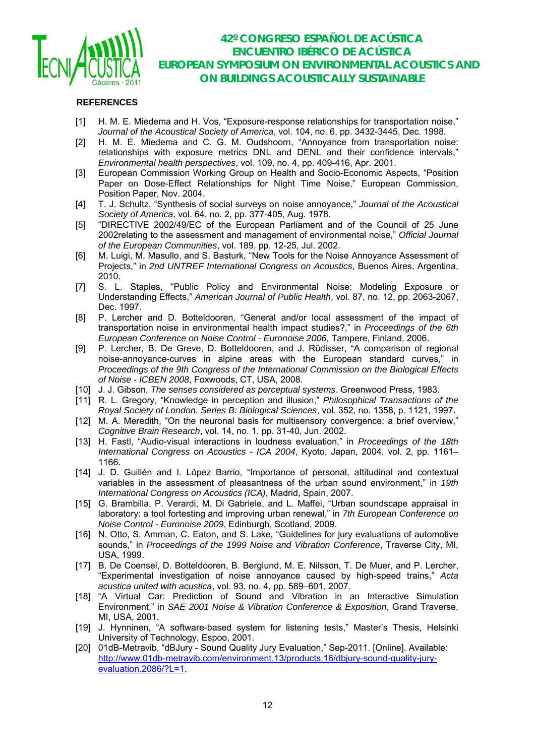**REFERENCES**

[1] H. M. E. Miedema and H. Vos, “Exposure-response relationships for transportation noise,” *Journal of the Acoustical Society of America*, vol. 104, no. 6, pp. 3432-3445, Dec. 1998.

[2] H. M. E. Miedema and C. G. M. Oudshoorn, “Annoyance from transportation noise: relationships with exposure metrics DNL and DENL and their confidence intervals,” *Environmental health perspectives*, vol. 109, no. 4, pp. 409-416, Apr. 2001.

[3] European Commission Working Group on Health and Socio-Economic Aspects, “Position Paper on Dose-Effect Relationships for Night Time Noise,” European Commission, Position Paper, Nov. 2004.

[4] T. J. Schultz, “Synthesis of social surveys on noise annoyance,” *Journal of the Acoustical Society of America*, vol. 64, no. 2, pp. 377-405, Aug. 1978.

[5] “DIRECTIVE 2002/49/EC of the European Parliament and of the Council of 25 June 2002relating to the assessment and management of environmental noise,” *Official Journal of the European Communities*, vol. 189, pp. 12-25, Jul. 2002.

[6] M. Luigi, M. Masullo, and S. Basturk, “New Tools for the Noise Annoyance Assessment of Projects,” in *2nd UNTREF International Congress on Acoustics*, Buenos Aires, Argentina, 2010.

[7] S. L. Staples, “Public Policy and Environmental Noise: Modeling Exposure or Understanding Effects,” *American Journal of Public Health*, vol. 87, no. 12, pp. 2063-2067, Dec. 1997.

[8] P. Lercher and D. Botteldooren, “General and/or local assessment of the impact of transportation noise in environmental health impact studies?,” in *Proceedings of the 6th European Conference on Noise Control - Euronoise 2006*, Tampere, Finland, 2006.

[9] P. Lercher, B. De Greve, D. Botteldooren, and J. Rüdisser, “A comparison of regional noise-annoyance-curves in alpine areas with the European standard curves,” in *Proceedings of the 9th Congress of the International Commission on the Biological Effects of Noise - ICBEN 2008*, Foxwoods, CT, USA, 2008.

[10] J. J. Gibson, *The senses considered as perceptual systems*. Greenwood Press, 1983.

[11] R. L. Gregory, “Knowledge in perception and illusion,” *Philosophical Transactions of the Royal Society of London. Series B: Biological Sciences*, vol. 352, no. 1358, p. 1121, 1997.

[12] M. A. Meredith, “On the neuronal basis for multisensory convergence: a brief overview,” *Cognitive Brain Research*, vol. 14, no. 1, pp. 31-40, Jun. 2002.

[13] H. Fastl, “Audio-visual interactions in loudness evaluation,” in *Proceedings of the 18th International Congress on Acoustics - ICA 2004*, Kyoto, Japan, 2004, vol. 2, pp. 1161–1166.

[14] J. D. Guillén and I. López Barrio, “Importance of personal, attitudinal and contextual variables in the assessment of pleasantness of the urban sound environment,” in *19th International Congress on Acoustics (ICA)*, Madrid, Spain, 2007.

[15] G. Brambilla, P. Verardi, M. Di Gabriele, and L. Maffei, “Urban soundscape appraisal in laboratory: a tool fortesting and improving urban renewal,” in *7th European Conference on Noise Control - Euronoise 2009*, Edinburgh, Scotland, 2009.

[16] N. Otto, S. Amman, C. Eaton, and S. Lake, “Guidelines for jury evaluations of automotive sounds,” in *Proceedings of the 1999 Noise and Vibration Conference*, Traverse City, MI, USA, 1999.

[17] B. De Coensel, D. Botteldooren, B. Berglund, M. E. Nilsson, T. De Muer, and P. Lercher, “Experimental investigation of noise annoyance caused by high-speed trains,” *Acta acustica united with acustica*, vol. 93, no. 4, pp. 589–601, 2007.

[18] “A Virtual Car: Prediction of Sound and Vibration in an Interactive Simulation Environment,” in *SAE 2001 Noise & Vibration Conference & Exposition*, Grand Traverse, MI, USA, 2001.

[19] J. Hynninen, “A software-based system for listening tests,” Master's Thesis, Helsinki University of Technology, Espoo, 2001.

[20] 01dB-Metravib, “dBJury - Sound Quality Jury Evaluation,” Sep-2011. [Online]. Available: http://www.01db-metravib.com/environment.13/products.16/dbjury-sound-quality-jury-evaluation.2086/?L=1.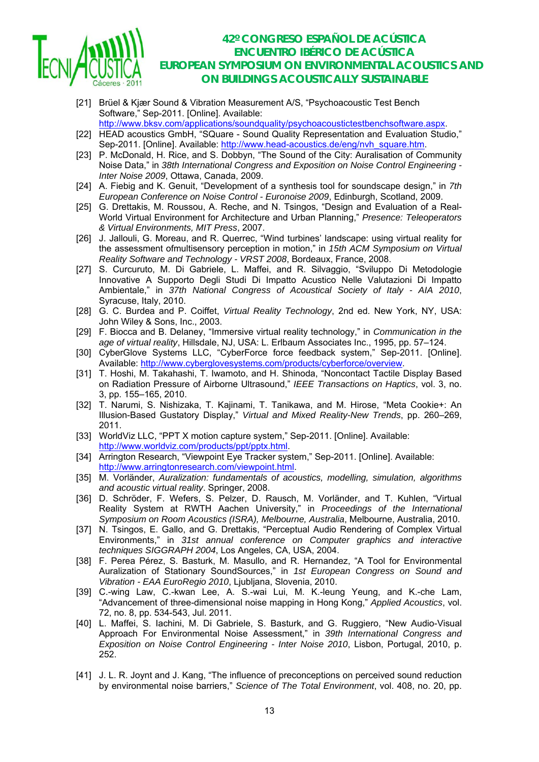[21] Brüel & Kjær Sound & Vibration Measurement A/S, “Psychoacoustic Test Bench Software,” Sep-2011. [Online]. Available: http://www.bksv.com/applications/soundquality/psychoacoustictestbenchsoftware.aspx.

[22] HEAD acoustics GmbH, “SQuare - Sound Quality Representation and Evaluation Studio,” Sep-2011. [Online]. Available: http://www.head-acoustics.de/eng/nvh_square.htm.

[23] P. McDonald, H. Rice, and S. Dobbyn, “The Sound of the City: Auralisation of Community Noise Data,” in *38th International Congress and Exposition on Noise Control Engineering - Inter Noise 2009*, Ottawa, Canada, 2009.

[24] A. Fiebig and K. Genuit, “Development of a synthesis tool for soundscape design,” in *7th European Conference on Noise Control - Euronoise 2009*, Edinburgh, Scotland, 2009.

[25] G. Drettakis, M. Roussou, A. Reche, and N. Tsingos, “Design and Evaluation of a Real-World Virtual Environment for Architecture and Urban Planning,” *Presence: Teleoperators & Virtual Environments, MIT Press*, 2007.

[26] J. Jallouli, G. Moreau, and R. Querrec, “Wind turbines’ landscape: using virtual reality for the assessment ofmultisensory perception in motion,” in *15th ACM Symposium on Virtual Reality Software and Technology - VRST 2008*, Bordeaux, France, 2008.

[27] S. Curcuruto, M. Di Gabriele, L. Maffei, and R. Silvaggio, “Sviluppo Di Metodologie Innovative A Supporto Degli Studi Di Impatto Acustico Nelle Valutazioni Di Impatto Ambientale,” in *37th National Congress of Acoustical Society of Italy - AIA 2010*, Syracuse, Italy, 2010.

[28] G. C. Burdea and P. Coiffet, *Virtual Reality Technology*, 2nd ed. New York, NY, USA: John Wiley & Sons, Inc., 2003.

[29] F. Biocca and B. Delaney, “Immersive virtual reality technology,” in *Communication in the age of virtual reality*, Hillsdale, NJ, USA: L. Erlbaum Associates Inc., 1995, pp. 57–124.

[30] CyberGlove Systems LLC, “CyberForce force feedback system,” Sep-2011. [Online]. Available: http://www.cyberglovesystems.com/products/cyberforce/overview.

[31] T. Hoshi, M. Takahashi, T. Iwamoto, and H. Shinoda, “Noncontact Tactile Display Based on Radiation Pressure of Airborne Ultrasound,” *IEEE Transactions on Haptics*, vol. 3, no. 3, pp. 155–165, 2010.

[32] T. Narumi, S. Nishizaka, T. Kajinami, T. Tanikawa, and M. Hirose, “Meta Cookie+: An Illusion-Based Gustatory Display,” *Virtual and Mixed Reality-New Trends*, pp. 260–269, 2011.

[33] WorldViz LLC, “PPT X motion capture system,” Sep-2011. [Online]. Available: http://www.worldviz.com/products/ppt/pptx.html.

[34] Arrington Research, “Viewpoint Eye Tracker system,” Sep-2011. [Online]. Available: http://www.arringtonresearch.com/viewpoint.html.

[35] M. Vorländer, *Auralization: fundamentals of acoustics, modelling, simulation, algorithms and acoustic virtual reality*. Springer, 2008.

[36] D. Schröder, F. Wefers, S. Pelzer, D. Rausch, M. Vorländer, and T. Kuhlen, “Virtual Reality System at RWTH Aachen University,” in *Proceedings of the International Symposium on Room Acoustics (ISRA), Melbourne, Australia*, Melbourne, Australia, 2010.

[37] N. Tsingos, E. Gallo, and G. Drettakis, “Perceptual Audio Rendering of Complex Virtual Environments,” in *31st annual conference on Computer graphics and interactive techniques SIGGRAPH 2004*, Los Angeles, CA, USA, 2004.

[38] F. Perea Pérez, S. Basturk, M. Masullo, and R. Hernandez, “A Tool for Environmental Auralization of Stationary SoundSources,” in *1st European Congress on Sound and Vibration - EAA EuroRegio 2010*, Ljubljana, Slovenia, 2010.

[39] C.-wing Law, C.-kwan Lee, A. S.-wai Lui, M. K.-leung Yeung, and K.-che Lam, “Advancement of three-dimensional noise mapping in Hong Kong,” *Applied Acoustics*, vol. 72, no. 8, pp. 534-543, Jul. 2011.

[40] L. Maffei, S. Iachini, M. Di Gabriele, S. Basturk, and G. Ruggiero, “New Audio-Visual Approach For Environmental Noise Assessment,” in *39th International Congress and Exposition on Noise Control Engineering - Inter Noise 2010*, Lisbon, Portugal, 2010, p. 252.

[41] J. L. R. Joynt and J. Kang, “The influence of preconceptions on perceived sound reduction by environmental noise barriers,” *Science of The Total Environment*, vol. 408, no. 20, pp.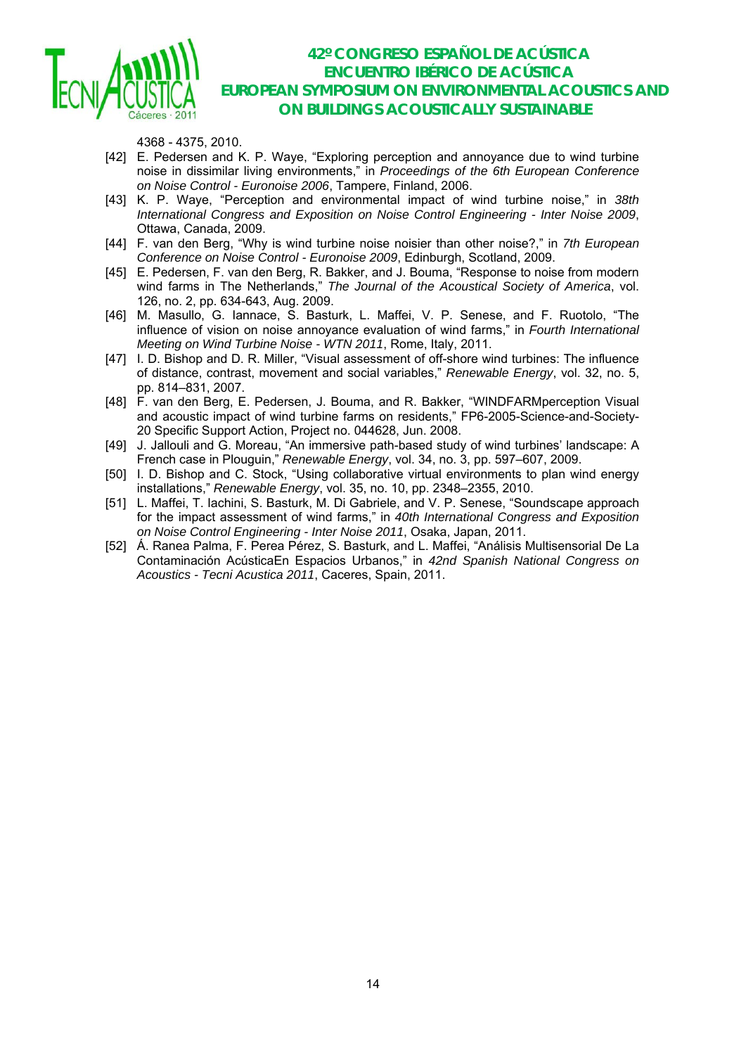4368 - 4375, 2010.

[42] E. Pedersen and K. P. Waye, "Exploring perception and annoyance due to wind turbine noise in dissimilar living environments," in *Proceedings of the 6th European Conference on Noise Control - Euronoise 2006*, Tampere, Finland, 2006.

[43] K. P. Waye, "Perception and environmental impact of wind turbine noise," in *38th International Congress and Exposition on Noise Control Engineering - Inter Noise 2009*, Ottawa, Canada, 2009.

[44] F. van den Berg, "Why is wind turbine noise noisier than other noise?," in *7th European Conference on Noise Control - Euronoise 2009*, Edinburgh, Scotland, 2009.

[45] E. Pedersen, F. van den Berg, R. Bakker, and J. Bouma, "Response to noise from modern wind farms in The Netherlands," *The Journal of the Acoustical Society of America*, vol. 126, no. 2, pp. 634-643, Aug. 2009.

[46] M. Masullo, G. Iannace, S. Basturk, L. Maffei, V. P. Senese, and F. Ruotolo, "The influence of vision on noise annoyance evaluation of wind farms," in *Fourth International Meeting on Wind Turbine Noise - WTN 2011*, Rome, Italy, 2011.

[47] I. D. Bishop and D. R. Miller, "Visual assessment of off-shore wind turbines: The influence of distance, contrast, movement and social variables," *Renewable Energy*, vol. 32, no. 5, pp. 814–831, 2007.

[48] F. van den Berg, E. Pedersen, J. Bouma, and R. Bakker, "WINDFARMperception Visual and acoustic impact of wind turbine farms on residents," FP6-2005-Science-and-Society-20 Specific Support Action, Project no. 044628, Jun. 2008.

[49] J. Jallouli and G. Moreau, "An immersive path-based study of wind turbines' landscape: A French case in Plouguin," *Renewable Energy*, vol. 34, no. 3, pp. 597–607, 2009.

[50] I. D. Bishop and C. Stock, "Using collaborative virtual environments to plan wind energy installations," *Renewable Energy*, vol. 35, no. 10, pp. 2348–2355, 2010.

[51] L. Maffei, T. Iachini, S. Basturk, M. Di Gabriele, and V. P. Senese, "Soundscape approach for the impact assessment of wind farms," in *40th International Congress and Exposition on Noise Control Engineering - Inter Noise 2011*, Osaka, Japan, 2011.

[52] Á. Ranea Palma, F. Perea Pérez, S. Basturk, and L. Maffei, "Análisis Multisensorial De La Contaminación AcústicaEn Espacios Urbanos," in *42nd Spanish National Congress on Acoustics - Tecni Acustica 2011*, Caceres, Spain, 2011.